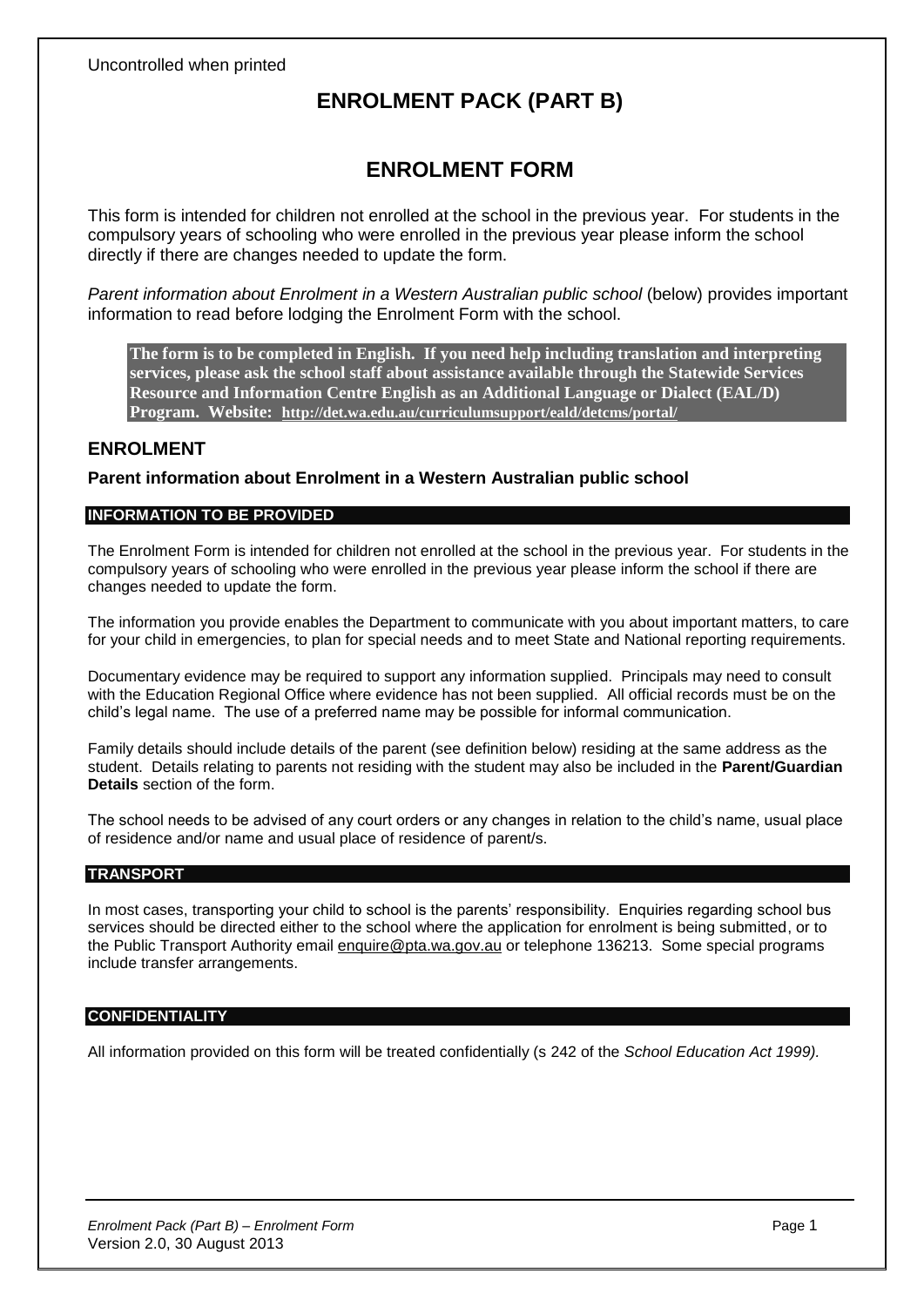Uncontrolled when printed

# ENROLMENT PACK (PART B)

# ENROLMENT FORM

This form is intended for children not enrolled at the school in the previous year. For students in the compulsory years of schooling who were enrolled in the previous year please inform the school directly if there are changes needed to update the form.

*Parent information about Enrolment in a Western Australian public school* (below) provides important information to read before lodging the Enrolment Form with the school.

**The form is to be completed in English. If you need help including translation and interpreting services, please ask the school staff about assistance available through the Statewide Services Resource and Information Centre English as an Additional Language or Dialect (EAL/D) Program. Website: http://det.wa.edu.au/curriculumsupport/eald/detcms/portal/**

## ENROLMENT

### Parent information about Enrolment in a Western Australian public school

#### INFORMATION TO BE PROVIDED

The Enrolment Form is intended for children not enrolled at the school in the previous year. For students in the compulsory years of schooling who were enrolled in the previous year please inform the school if there are changes needed to update the form.

The information you provide enables the Department to communicate with you about important matters, to care for your child in emergencies, to plan for special needs and to meet State and National reporting requirements.

Documentary evidence may be required to support any information supplied. Principals may need to consult with the Education Regional Office where evidence has not been supplied. All official records must be on the child's legal name. The use of a preferred name may be possible for informal communication.

Family details should include details of the parent (see definition below) residing at the same address as the student. Details relating to parents not residing with the student may also be included in the **Parent/Guardian Details** section of the form.

The school needs to be advised of any court orders or any changes in relation to the child's name, usual place of residence and/or name and usual place of residence of parent/s.

#### TRANSPORT

In most cases, transporting your child to school is the parents' responsibility. Enquiries regarding school bus services should be directed either to the school where the application for enrolment is being submitted, or to the Public Transport Authority email enquire@pta.wa.gov.au or telephone 136213. Some special programs include transfer arrangements.

#### CONFIDENTIALITY

All information provided on this form will be treated confidentially (s 242 of the *School Education Act 1999).*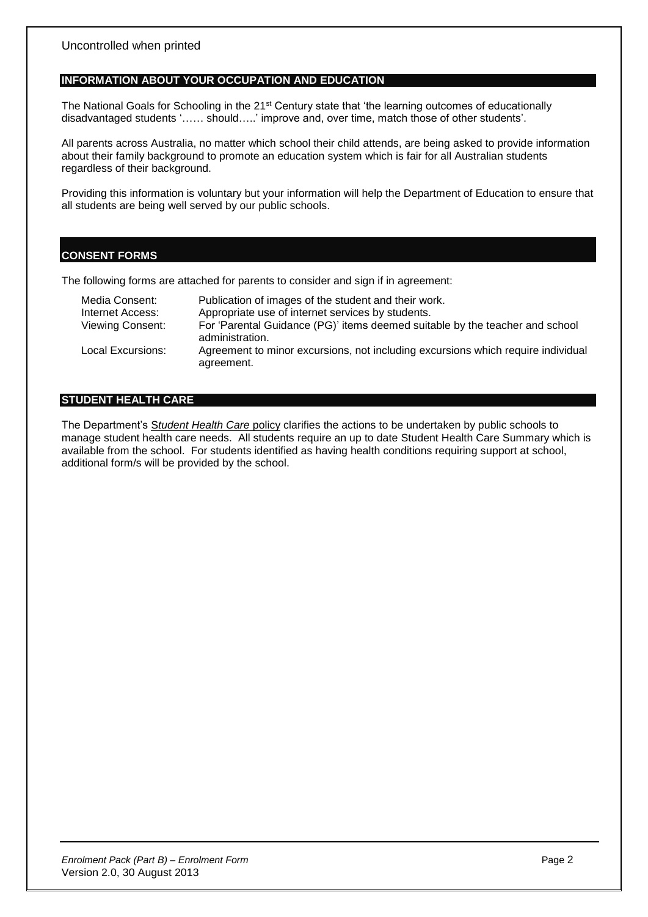## INFORMATION ABOUT YOUR OCCUPATION AND EDUCATION

The National Goals for Schooling in the 21st Century state that 'the learning outcomes of educationally disadvantaged students '…… should…..' improve and, over time, match those of other students'.

All parents across Australia, no matter which school their child attends, are being asked to provide information about their family background to promote an education system which is fair for all Australian students regardless of their background.

Providing this information is voluntary but your information will help the Department of Education to ensure that all students are being well served by our public schools.

## CONSENT FORMS

The following forms are attached for parents to consider and sign if in agreement:

| | |
|---|---|
| Media Consent: | Publication of images of the student and their work. |
| Internet Access: | Appropriate use of internet services by students. |
| Viewing Consent: | For 'Parental Guidance (PG)' items deemed suitable by the teacher and school administration. |
| Local Excursions: | Agreement to minor excursions, not including excursions which require individual agreement. |

## STUDENT HEALTH CARE

The Department's *Student Health Care* policy clarifies the actions to be undertaken by public schools to manage student health care needs. All students require an up to date Student Health Care Summary which is available from the school. For students identified as having health conditions requiring support at school, additional form/s will be provided by the school.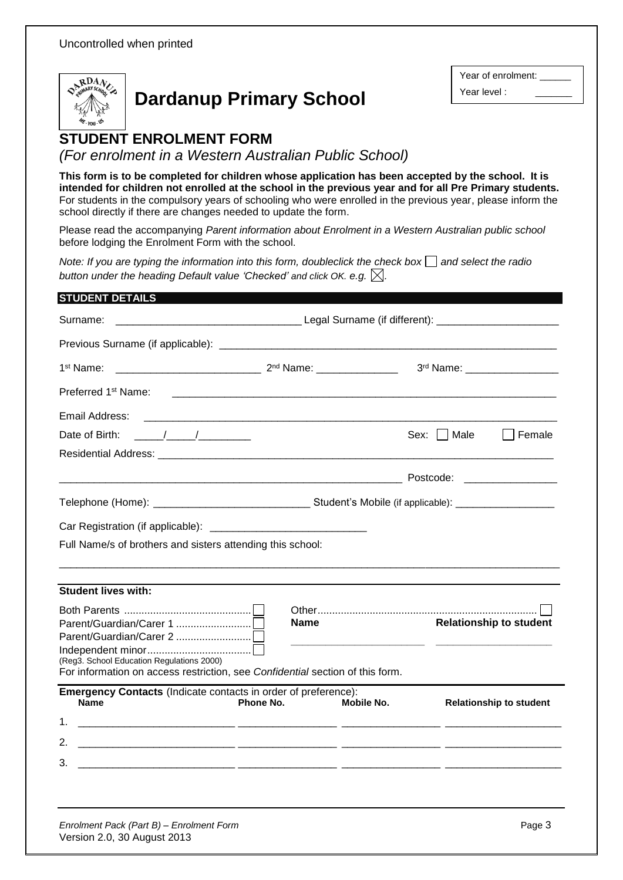Uncontrolled when printed

Year of enrolment: ______
Year level : _______

# Dardanup Primary School

## STUDENT ENROLMENT FORM

*(For enrolment in a Western Australian Public School)*

**This form is to be completed for children whose application has been accepted by the school. It is intended for children not enrolled at the school in the previous year and for all Pre Primary students.** For students in the compulsory years of schooling who were enrolled in the previous year, please inform the school directly if there are changes needed to update the form.

Please read the accompanying *Parent information about Enrolment in a Western Australian public school* before lodging the Enrolment Form with the school.

*Note: If you are typing the information into this form, doubleclick the check box ☐ and select the radio button under the heading Default value 'Checked' and click OK. e.g. ☒.*

### STUDENT DETAILS

Surname: ________________________________ Legal Surname (if different): _____________________

Previous Surname (if applicable): ____________________________________________________________

1st Name: _________________________ 2nd Name: ______________ 3rd Name: ________________

Preferred 1st Name: ___________________________________________________________________

Email Address: ________________________________________________________________________

Date of Birth: _____/_____/_________ Sex: ☐ Male ☐ Female

Residential Address: ____________________________________________________________________

______________________________________________________________ Postcode: ________________

Telephone (Home): ___________________________ Student's Mobile (if applicable): _________________

Car Registration (if applicable): ___________________________

Full Name/s of brothers and sisters attending this school:

_________________________________________________________________________________________

**Student lives with:**

Both Parents ........................................... ☐
Parent/Guardian/Carer 1 .......................... ☐
Parent/Guardian/Carer 2 .......................... ☐
Independent minor.................................... ☐
(Reg3. School Education Regulations 2000)

Other.......................................................................... ☐

| Name | Relationship to student |
|---|---|
| ______________________ | ____________________ |

For information on access restriction, see *Confidential* section of this form.

**Emergency Contacts** (Indicate contacts in order of preference):

| | Name | Phone No. | Mobile No. | Relationship to student |
|---|---|---|---|---|
| 1. | __________________________ | ________________ | ________________ | ____________________ |
| 2. | __________________________ | ________________ | ________________ | ____________________ |
| 3. | __________________________ | ________________ | ________________ | ____________________ |

*Enrolment Pack (Part B) – Enrolment Form*
Version 2.0, 30 August 2013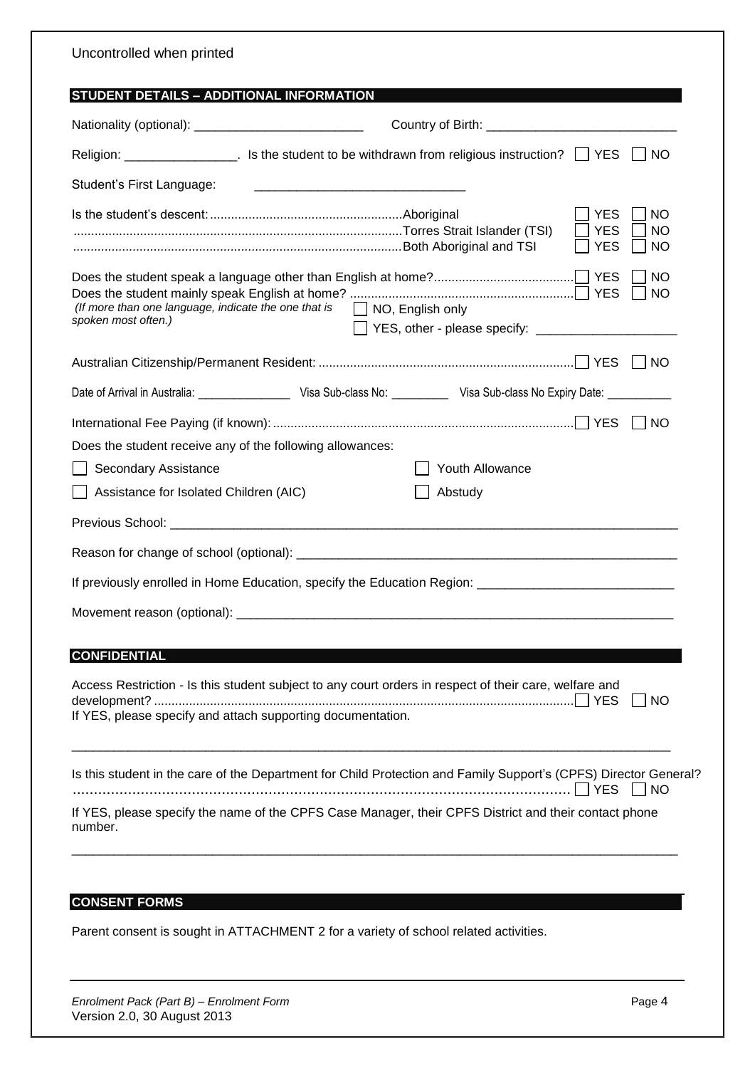Uncontrolled when printed

## STUDENT DETAILS – ADDITIONAL INFORMATION

Nationality (optional): ________________________ Country of Birth: ___________________________

Religion: ________________. Is the student to be withdrawn from religious instruction? ☐ YES ☐ NO

Student's First Language: _____________________________

Is the student's descent:
- Aboriginal ☐ YES ☐ NO
- Torres Strait Islander (TSI) ☐ YES ☐ NO
- Both Aboriginal and TSI ☐ YES ☐ NO

Does the student speak a language other than English at home? ☐ YES ☐ NO

Does the student mainly speak English at home? ☐ YES ☐ NO

*(If more than one language, indicate the one that is spoken most often.)*

☐ NO, English only

☐ YES, other - please specify: ____________________

Australian Citizenship/Permanent Resident: ☐ YES ☐ NO

Date of Arrival in Australia: _______________ Visa Sub-class No: _________ Visa Sub-class No Expiry Date: __________

International Fee Paying (if known): ☐ YES ☐ NO

Does the student receive any of the following allowances:

☐ Secondary Assistance ☐ Youth Allowance

☐ Assistance for Isolated Children (AIC) ☐ Abstudy

Previous School: ___________________________________________________________________________

Reason for change of school (optional): _______________________________________________________

If previously enrolled in Home Education, specify the Education Region: ___________________________

Movement reason (optional): _______________________________________________________________

## CONFIDENTIAL

Access Restriction - Is this student subject to any court orders in respect of their care, welfare and development? ☐ YES ☐ NO

If YES, please specify and attach supporting documentation.

_____________________________________________________________________________________

Is this student in the care of the Department for Child Protection and Family Support's (CPFS) Director General? ☐ YES ☐ NO

If YES, please specify the name of the CPFS Case Manager, their CPFS District and their contact phone number.

_____________________________________________________________________________________

## CONSENT FORMS

Parent consent is sought in ATTACHMENT 2 for a variety of school related activities.

*Enrolment Pack (Part B) – Enrolment Form*
Version 2.0, 30 August 2013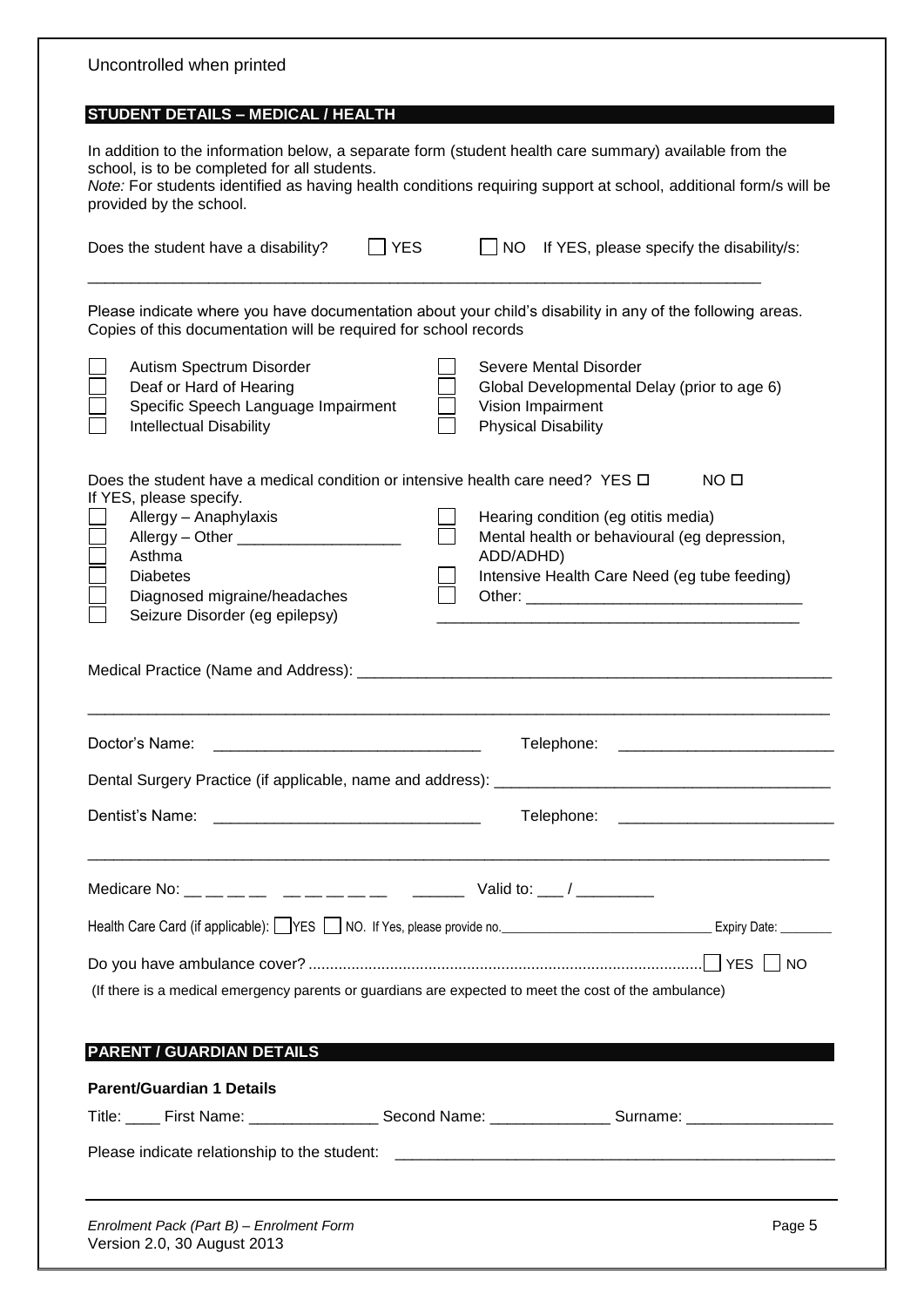Uncontrolled when printed

## STUDENT DETAILS – MEDICAL / HEALTH

In addition to the information below, a separate form (student health care summary) available from the school, is to be completed for all students.
*Note:* For students identified as having health conditions requiring support at school, additional form/s will be provided by the school.

Does the student have a disability? ☐ YES ☐ NO If YES, please specify the disability/s:

______________________________________________________________________________

Please indicate where you have documentation about your child's disability in any of the following areas. Copies of this documentation will be required for school records

- ☐ Autism Spectrum Disorder
- ☐ Deaf or Hard of Hearing
- ☐ Specific Speech Language Impairment
- ☐ Intellectual Disability
- ☐ Severe Mental Disorder
- ☐ Global Developmental Delay (prior to age 6)
- ☐ Vision Impairment
- ☐ Physical Disability

Does the student have a medical condition or intensive health care need? YES ☐ NO ☐
If YES, please specify.

- ☐ Allergy – Anaphylaxis
- ☐ Allergy – Other ___________________
- ☐ Asthma
- ☐ Diabetes
- ☐ Diagnosed migraine/headaches
- ☐ Seizure Disorder (eg epilepsy)
- ☐ Hearing condition (eg otitis media)
- ☐ Mental health or behavioural (eg depression, ADD/ADHD)
- ☐ Intensive Health Care Need (eg tube feeding)
- ☐ Other: ________________________________
  __________________________________________

Medical Practice (Name and Address): _______________________________________________________

__________________________________________________________________________________

Doctor's Name: ______________________________ Telephone: ________________________

Dental Surgery Practice (if applicable, name and address): ______________________________________

Dentist's Name: ______________________________ Telephone: ________________________

__________________________________________________________________________________

Medicare No: __ __ __ __ __ __ __ __ __ ______ Valid to: ___ / ________

Health Care Card (if applicable): ☐ YES ☐ NO. If Yes, please provide no.______________________________ Expiry Date: ________

Do you have ambulance cover? ........................................................................................... ☐ YES ☐ NO

(If there is a medical emergency parents or guardians are expected to meet the cost of the ambulance)

## PARENT / GUARDIAN DETAILS

**Parent/Guardian 1 Details**

Title: ____ First Name: _______________ Second Name: ______________ Surname: ________________

Please indicate relationship to the student: ____________________________________________________

*Enrolment Pack (Part B) – Enrolment Form*
Version 2.0, 30 August 2013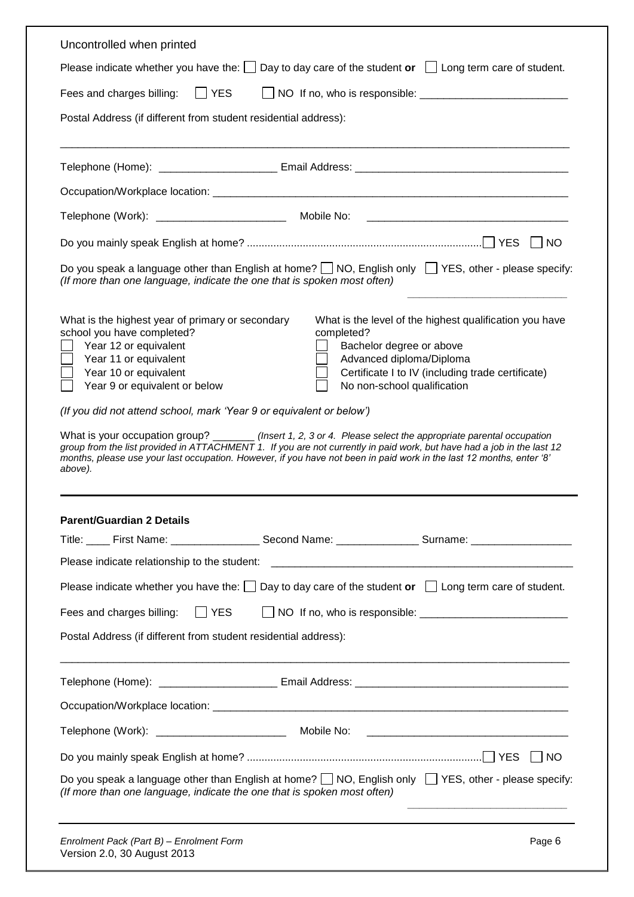Uncontrolled when printed

Please indicate whether you have the: ☐ Day to day care of the student **or** ☐ Long term care of student.

Fees and charges billing: ☐ YES ☐ NO If no, who is responsible: ________________________

Postal Address (if different from student residential address):

______________________________________________________________________________________

Telephone (Home): ____________________ Email Address: ___________________________________

Occupation/Workplace location: ___________________________________________________________

Telephone (Work): ______________________ Mobile No: ______________________________________

Do you mainly speak English at home? ........................................................................................ ☐ YES ☐ NO

Do you speak a language other than English at home? ☐ NO, English only ☐ YES, other - please specify:
*(If more than one language, indicate the one that is spoken most often)*

___________________________

What is the highest year of primary or secondary school you have completed?

- ☐ Year 12 or equivalent
- ☐ Year 11 or equivalent
- ☐ Year 10 or equivalent
- ☐ Year 9 or equivalent or below

What is the level of the highest qualification you have completed?

- ☐ Bachelor degree or above
- ☐ Advanced diploma/Diploma
- ☐ Certificate I to IV (including trade certificate)
- ☐ No non-school qualification

*(If you did not attend school, mark 'Year 9 or equivalent or below')*

What is your occupation group? _______ *(Insert 1, 2, 3 or 4. Please select the appropriate parental occupation group from the list provided in ATTACHMENT 1. If you are not currently in paid work, but have had a job in the last 12 months, please use your last occupation. However, if you have not been in paid work in the last 12 months, enter '8' above).*

---

**Parent/Guardian 2 Details**

Title: ____ First Name: _______________ Second Name: ______________ Surname: _________________

Please indicate relationship to the student: _____________________________________________________

Please indicate whether you have the: ☐ Day to day care of the student **or** ☐ Long term care of student.

Fees and charges billing: ☐ YES ☐ NO If no, who is responsible: ________________________

Postal Address (if different from student residential address):

______________________________________________________________________________________

Telephone (Home): ____________________ Email Address: ___________________________________

Occupation/Workplace location: ___________________________________________________________

Telephone (Work): ______________________ Mobile No: ______________________________________

Do you mainly speak English at home? ........................................................................................ ☐ YES ☐ NO

Do you speak a language other than English at home? ☐ NO, English only ☐ YES, other - please specify:
*(If more than one language, indicate the one that is spoken most often)*

___________________________

*Enrolment Pack (Part B) – Enrolment Form*
Version 2.0, 30 August 2013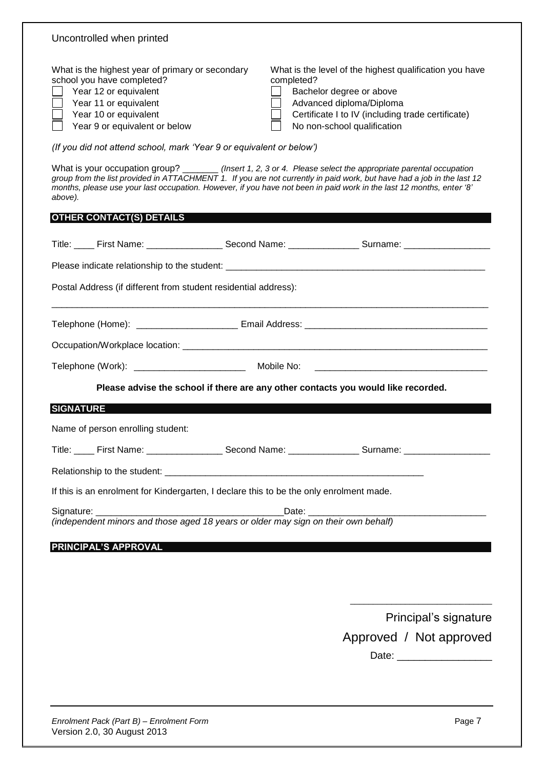Uncontrolled when printed

What is the highest year of primary or secondary school you have completed?

- ☐ Year 12 or equivalent
- ☐ Year 11 or equivalent
- ☐ Year 10 or equivalent
- ☐ Year 9 or equivalent or below

What is the level of the highest qualification you have completed?

- ☐ Bachelor degree or above
- ☐ Advanced diploma/Diploma
- ☐ Certificate I to IV (including trade certificate)
- ☐ No non-school qualification

*(If you did not attend school, mark 'Year 9 or equivalent or below')*

What is your occupation group? _______ *(Insert 1, 2, 3 or 4. Please select the appropriate parental occupation group from the list provided in ATTACHMENT 1. If you are not currently in paid work, but have had a job in the last 12 months, please use your last occupation. However, if you have not been in paid work in the last 12 months, enter '8' above).*

## OTHER CONTACT(S) DETAILS

Title: ____ First Name: _______________ Second Name: ______________ Surname: _________________

Please indicate relationship to the student: ____________________________________________________

Postal Address (if different from student residential address):

_____________________________________________________________________________________

Telephone (Home): ___________________ Email Address: ___________________________________

Occupation/Workplace location: ______________________________________________________________

Telephone (Work): _____________________ Mobile No: _________________________________

**Please advise the school if there are any other contacts you would like recorded.**

## SIGNATURE

Name of person enrolling student:

Title: ____ First Name: _______________ Second Name: ______________ Surname: _________________

Relationship to the student: ____________________________________________________

If this is an enrolment for Kindergarten, I declare this to be the only enrolment made.

Signature: ____________________________________Date: __________________________________

*(independent minors and those aged 18 years or older may sign on their own behalf)*

## PRINCIPAL'S APPROVAL

_________________________

Principal's signature

Approved / Not approved

Date: _________________

*Enrolment Pack (Part B) – Enrolment Form*

Version 2.0, 30 August 2013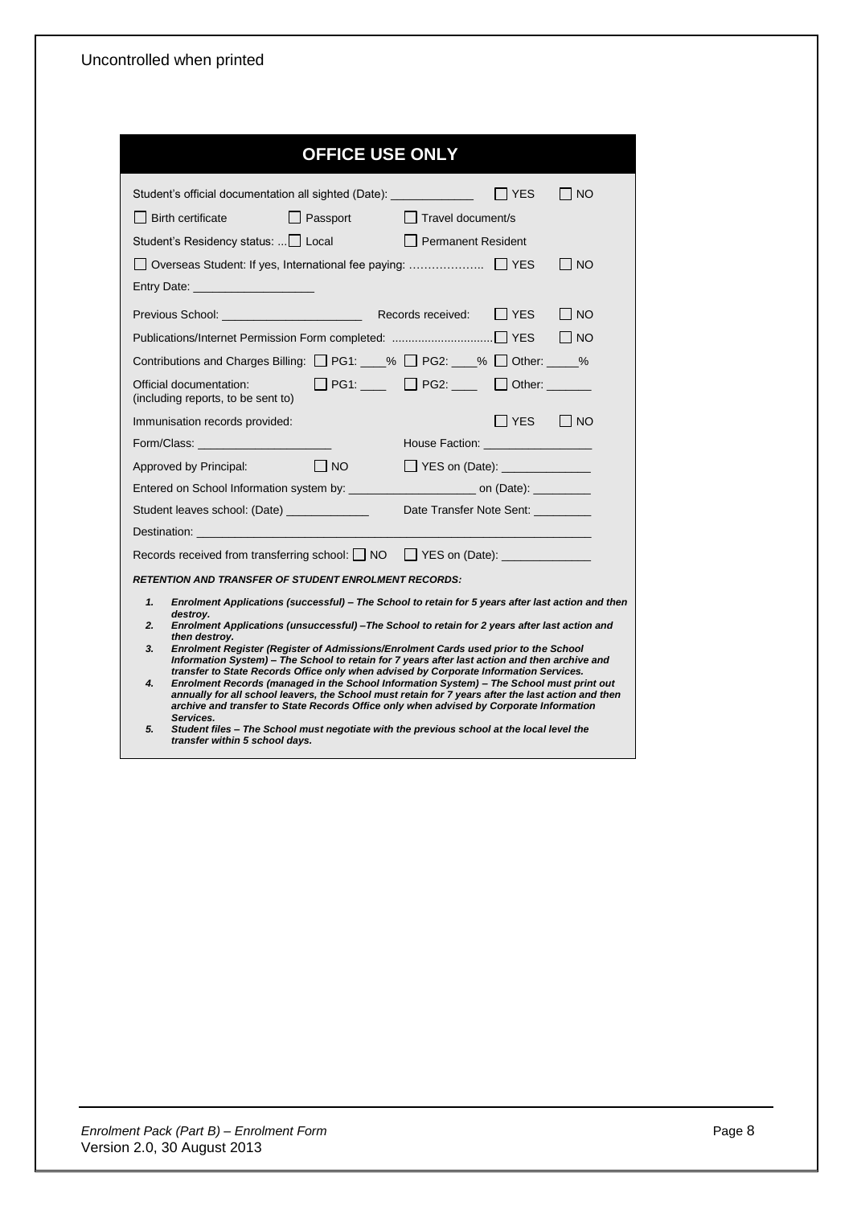Uncontrolled when printed

## OFFICE USE ONLY

Student's official documentation all sighted (Date): _____________ ☐ YES ☐ NO

☐ Birth certificate ☐ Passport ☐ Travel document/s

Student's Residency status: ...☐ Local ☐ Permanent Resident

☐ Overseas Student: If yes, International fee paying: ……………….. ☐ YES ☐ NO

Entry Date: ___________________

Previous School: ______________________ Records received: ☐ YES ☐ NO

Publications/Internet Permission Form completed: ..............................☐ YES ☐ NO

Contributions and Charges Billing: ☐ PG1: ____% ☐ PG2: ____% ☐ Other: _____%

Official documentation: (including reports, to be sent to) ☐ PG1: ____ ☐ PG2: ____ ☐ Other: _______

Immunisation records provided: ☐ YES ☐ NO

Form/Class: ____________________ House Faction: _________________

Approved by Principal: ☐ NO ☐ YES on (Date): ______________

Entered on School Information system by: ____________________ on (Date): _________

Student leaves school: (Date) _____________ Date Transfer Note Sent: _________

Destination: _______________________________________________________________

Records received from transferring school: ☐ NO ☐ YES on (Date): ______________

***RETENTION AND TRANSFER OF STUDENT ENROLMENT RECORDS:***

1. ***Enrolment Applications (successful) – The School to retain for 5 years after last action and then destroy.***
2. ***Enrolment Applications (unsuccessful) –The School to retain for 2 years after last action and then destroy.***
3. ***Enrolment Register (Register of Admissions/Enrolment Cards used prior to the School Information System) – The School to retain for 7 years after last action and then archive and transfer to State Records Office only when advised by Corporate Information Services.***
4. ***Enrolment Records (managed in the School Information System) – The School must print out annually for all school leavers, the School must retain for 7 years after the last action and then archive and transfer to State Records Office only when advised by Corporate Information Services.***
5. ***Student files – The School must negotiate with the previous school at the local level the transfer within 5 school days.***

*Enrolment Pack (Part B) – Enrolment Form*
Version 2.0, 30 August 2013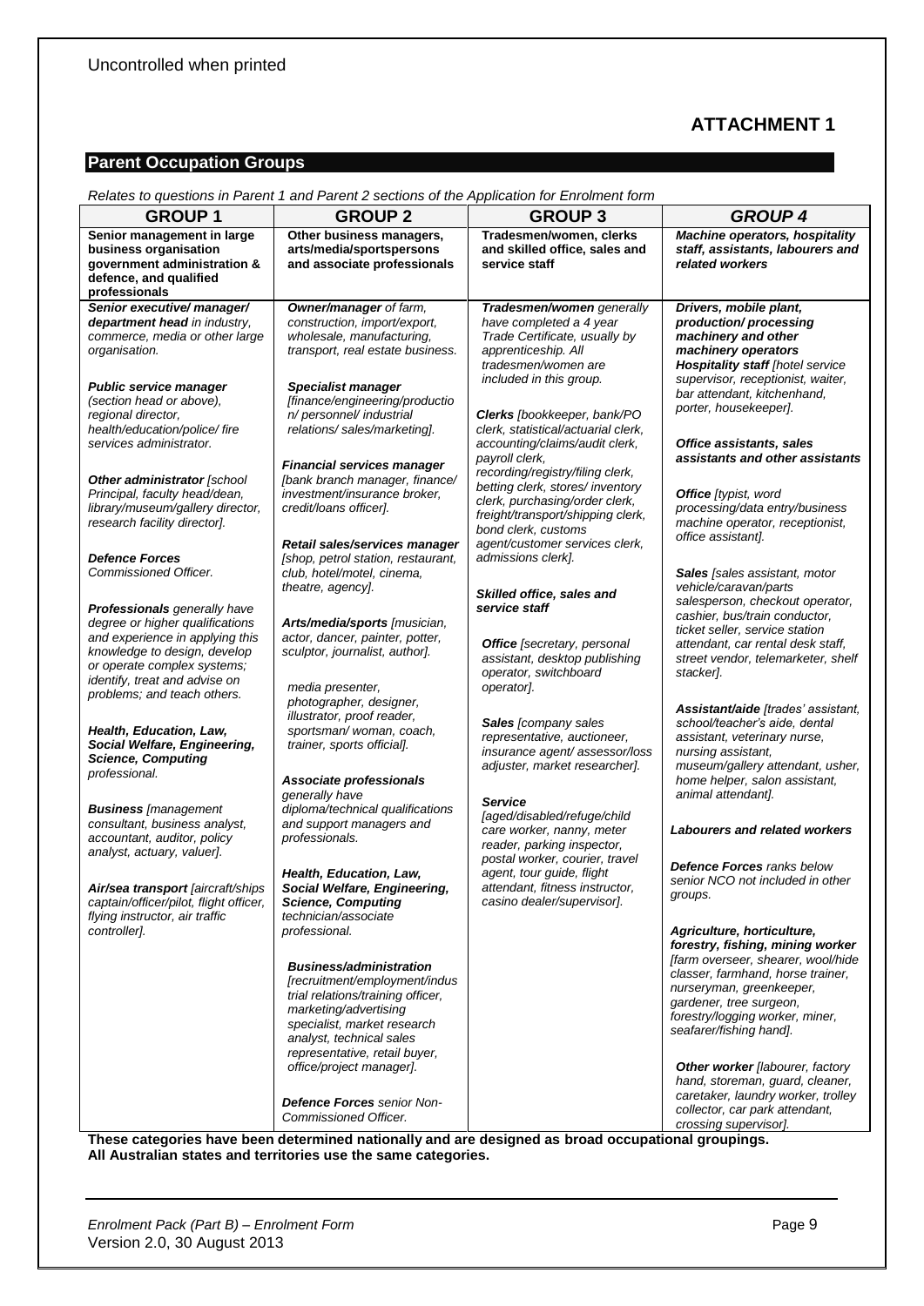Uncontrolled when printed

# ATTACHMENT 1

## Parent Occupation Groups

*Relates to questions in Parent 1 and Parent 2 sections of the Application for Enrolment form*

| GROUP 1 | GROUP 2 | GROUP 3 | *GROUP 4* |
|---|---|---|---|
| **Senior management in large business organisation government administration & defence, and qualified professionals** | **Other business managers, arts/media/sportspersons and associate professionals** | **Tradesmen/women, clerks and skilled office, sales and service staff** | ***Machine operators, hospitality staff, assistants, labourers and related workers*** |
| ***Senior executive/ manager/ department head*** *in industry, commerce, media or other large organisation.*<br><br>***Public service manager*** *(section head or above), regional director, health/education/police/ fire services administrator.*<br><br>***Other administrator*** *[school Principal, faculty head/dean, library/museum/gallery director, research facility director].*<br><br>***Defence Forces*** *Commissioned Officer.*<br><br>***Professionals*** *generally have degree or higher qualifications and experience in applying this knowledge to design, develop or operate complex systems; identify, treat and advise on problems; and teach others.*<br><br>***Health, Education, Law, Social Welfare, Engineering, Science, Computing*** *professional.*<br><br>***Business*** *[management consultant, business analyst, accountant, auditor, policy analyst, actuary, valuer].*<br><br>***Air/sea transport*** *[aircraft/ships captain/officer/pilot, flight officer, flying instructor, air traffic controller].* | ***Owner/manager*** *of farm, construction, import/export, wholesale, manufacturing, transport, real estate business.*<br><br>***Specialist manager*** *[finance/engineering/production/ personnel/ industrial relations/ sales/marketing].*<br><br>***Financial services manager*** *[bank branch manager, finance/ investment/insurance broker, credit/loans officer].*<br><br>***Retail sales/services manager*** *[shop, petrol station, restaurant, club, hotel/motel, cinema, theatre, agency].*<br><br>***Arts/media/sports*** *[musician, actor, dancer, painter, potter, sculptor, journalist, author].*<br><br>*media presenter, photographer, designer, illustrator, proof reader, sportsman/ woman, coach, trainer, sports official].*<br><br>***Associate professionals*** *generally have diploma/technical qualifications and support managers and professionals.*<br><br>***Health, Education, Law, Social Welfare, Engineering, Science, Computing*** *technician/associate professional.*<br><br>***Business/administration*** *[recruitment/employment/industrial relations/training officer, marketing/advertising specialist, market research analyst, technical sales representative, retail buyer, office/project manager].*<br><br>***Defence Forces*** *senior Non-Commissioned Officer.* | ***Tradesmen/women*** *generally have completed a 4 year Trade Certificate, usually by apprenticeship. All tradesmen/women are included in this group.*<br><br>***Clerks*** *[bookkeeper, bank/PO clerk, statistical/actuarial clerk, accounting/claims/audit clerk, payroll clerk, recording/registry/filing clerk, betting clerk, stores/ inventory clerk, purchasing/order clerk, freight/transport/shipping clerk, bond clerk, customs agent/customer services clerk, admissions clerk].*<br><br>***Skilled office, sales and service staff***<br><br>***Office*** *[secretary, personal assistant, desktop publishing operator, switchboard operator].*<br><br>***Sales*** *[company sales representative, auctioneer, insurance agent/ assessor/loss adjuster, market researcher].*<br><br>***Service*** *[aged/disabled/refuge/child care worker, nanny, meter reader, parking inspector, postal worker, courier, travel agent, tour guide, flight attendant, fitness instructor, casino dealer/supervisor].* | ***Drivers, mobile plant, production/ processing machinery and other machinery operators***<br>***Hospitality staff*** *[hotel service supervisor, receptionist, waiter, bar attendant, kitchenhand, porter, housekeeper].*<br><br>***Office assistants, sales assistants and other assistants***<br><br>***Office*** *[typist, word processing/data entry/business machine operator, receptionist, office assistant].*<br><br>***Sales*** *[sales assistant, motor vehicle/caravan/parts salesperson, checkout operator, cashier, bus/train conductor, ticket seller, service station attendant, car rental desk staff, street vendor, telemarketer, shelf stacker].*<br><br>***Assistant/aide*** *[trades' assistant, school/teacher's aide, dental assistant, veterinary nurse, nursing assistant, museum/gallery attendant, usher, home helper, salon assistant, animal attendant].*<br><br>***Labourers and related workers***<br><br>***Defence Forces*** *ranks below senior NCO not included in other groups.*<br><br>***Agriculture, horticulture, forestry, fishing, mining worker*** *[farm overseer, shearer, wool/hide classer, farmhand, horse trainer, nurseryman, greenkeeper, gardener, tree surgeon, forestry/logging worker, miner, seafarer/fishing hand].*<br><br>***Other worker*** *[labourer, factory hand, storeman, guard, cleaner, caretaker, laundry worker, trolley collector, car park attendant, crossing supervisor].* |

**These categories have been determined nationally and are designed as broad occupational groupings.**
**All Australian states and territories use the same categories.**

*Enrolment Pack (Part B) – Enrolment Form*
Version 2.0, 30 August 2013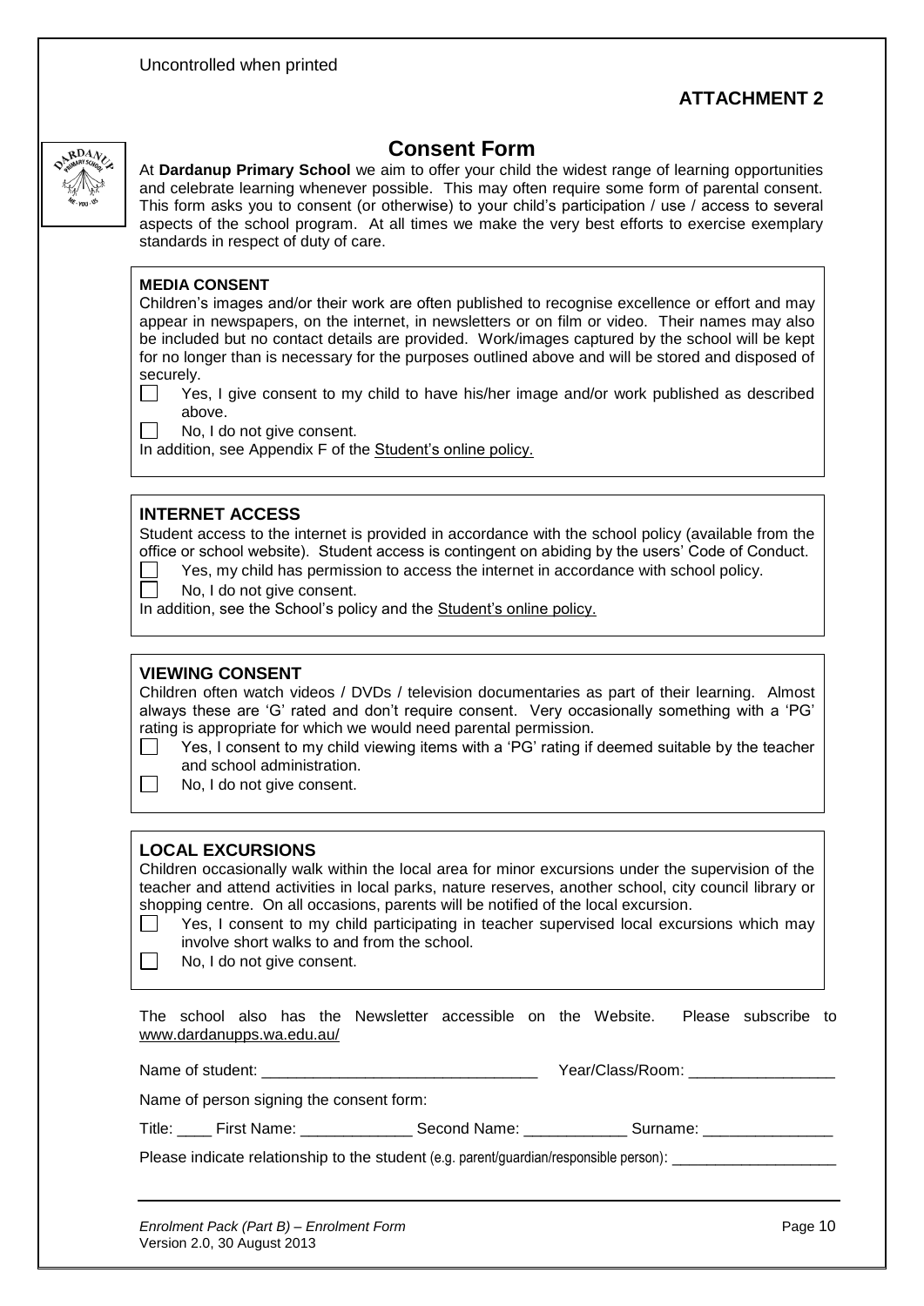Uncontrolled when printed

**ATTACHMENT 2**

# Consent Form

At **Dardanup Primary School** we aim to offer your child the widest range of learning opportunities and celebrate learning whenever possible. This may often require some form of parental consent. This form asks you to consent (or otherwise) to your child's participation / use / access to several aspects of the school program. At all times we make the very best efforts to exercise exemplary standards in respect of duty of care.

## MEDIA CONSENT

Children's images and/or their work are often published to recognise excellence or effort and may appear in newspapers, on the internet, in newsletters or on film or video. Their names may also be included but no contact details are provided. Work/images captured by the school will be kept for no longer than is necessary for the purposes outlined above and will be stored and disposed of securely.

☐ Yes, I give consent to my child to have his/her image and/or work published as described above.

☐ No, I do not give consent.

In addition, see Appendix F of the Student's online policy.

## INTERNET ACCESS

Student access to the internet is provided in accordance with the school policy (available from the office or school website). Student access is contingent on abiding by the users' Code of Conduct.

☐ Yes, my child has permission to access the internet in accordance with school policy.

☐ No, I do not give consent.

In addition, see the School's policy and the Student's online policy.

## VIEWING CONSENT

Children often watch videos / DVDs / television documentaries as part of their learning. Almost always these are 'G' rated and don't require consent. Very occasionally something with a 'PG' rating is appropriate for which we would need parental permission.

☐ Yes, I consent to my child viewing items with a 'PG' rating if deemed suitable by the teacher and school administration.

☐ No, I do not give consent.

## LOCAL EXCURSIONS

Children occasionally walk within the local area for minor excursions under the supervision of the teacher and attend activities in local parks, nature reserves, another school, city council library or shopping centre. On all occasions, parents will be notified of the local excursion.

☐ Yes, I consent to my child participating in teacher supervised local excursions which may involve short walks to and from the school.

☐ No, I do not give consent.

The school also has the Newsletter accessible on the Website. Please subscribe to www.dardanupps.wa.edu.au/

Name of student: ________________________________ Year/Class/Room: _________________

Name of person signing the consent form:

Title: ____ First Name: _____________ Second Name: ____________ Surname: _______________

Please indicate relationship to the student (e.g. parent/guardian/responsible person): ___________________

*Enrolment Pack (Part B) – Enrolment Form*
Version 2.0, 30 August 2013